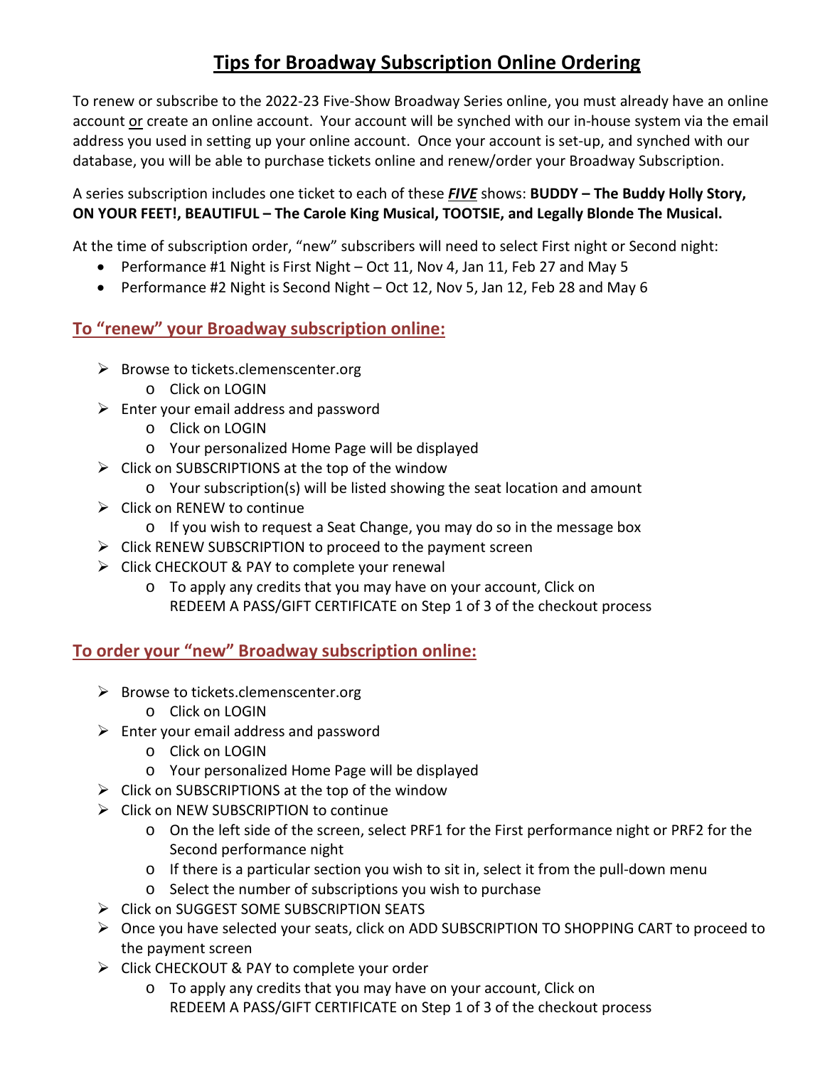# Tips for Broadway Subscription Online Ordering

To renew or subscribe to the 2022-23 Five-Show Broadway Series online, you must already have an online account <u>or</u> create an online account. Your account will be synched with our in-house system via the email address you used in setting up your online account. Once your account is set-up, and synched with our database, you will be able to purchase tickets online and renew/order your Broadway Subscription.

A series subscription includes one ticket to each of these ***<u>FIVE</u>*** shows: **BUDDY – The Buddy Holly Story, ON YOUR FEET!, BEAUTIFUL – The Carole King Musical, TOOTSIE, and Legally Blonde The Musical.**

At the time of subscription order, "new" subscribers will need to select First night or Second night:

- Performance #1 Night is First Night – Oct 11, Nov 4, Jan 11, Feb 27 and May 5
- Performance #2 Night is Second Night – Oct 12, Nov 5, Jan 12, Feb 28 and May 6

## To "renew" your Broadway subscription online:

- Browse to tickets.clemenscenter.org
  - Click on LOGIN
- Enter your email address and password
  - Click on LOGIN
  - Your personalized Home Page will be displayed
- Click on SUBSCRIPTIONS at the top of the window
  - Your subscription(s) will be listed showing the seat location and amount
- Click on RENEW to continue
  - If you wish to request a Seat Change, you may do so in the message box
- Click RENEW SUBSCRIPTION to proceed to the payment screen
- Click CHECKOUT & PAY to complete your renewal
  - To apply any credits that you may have on your account, Click on REDEEM A PASS/GIFT CERTIFICATE on Step 1 of 3 of the checkout process

## To order your "new" Broadway subscription online:

- Browse to tickets.clemenscenter.org
  - Click on LOGIN
- Enter your email address and password
  - Click on LOGIN
  - Your personalized Home Page will be displayed
- Click on SUBSCRIPTIONS at the top of the window
- Click on NEW SUBSCRIPTION to continue
  - On the left side of the screen, select PRF1 for the First performance night or PRF2 for the Second performance night
  - If there is a particular section you wish to sit in, select it from the pull-down menu
  - Select the number of subscriptions you wish to purchase
- Click on SUGGEST SOME SUBSCRIPTION SEATS
- Once you have selected your seats, click on ADD SUBSCRIPTION TO SHOPPING CART to proceed to the payment screen
- Click CHECKOUT & PAY to complete your order
  - To apply any credits that you may have on your account, Click on REDEEM A PASS/GIFT CERTIFICATE on Step 1 of 3 of the checkout process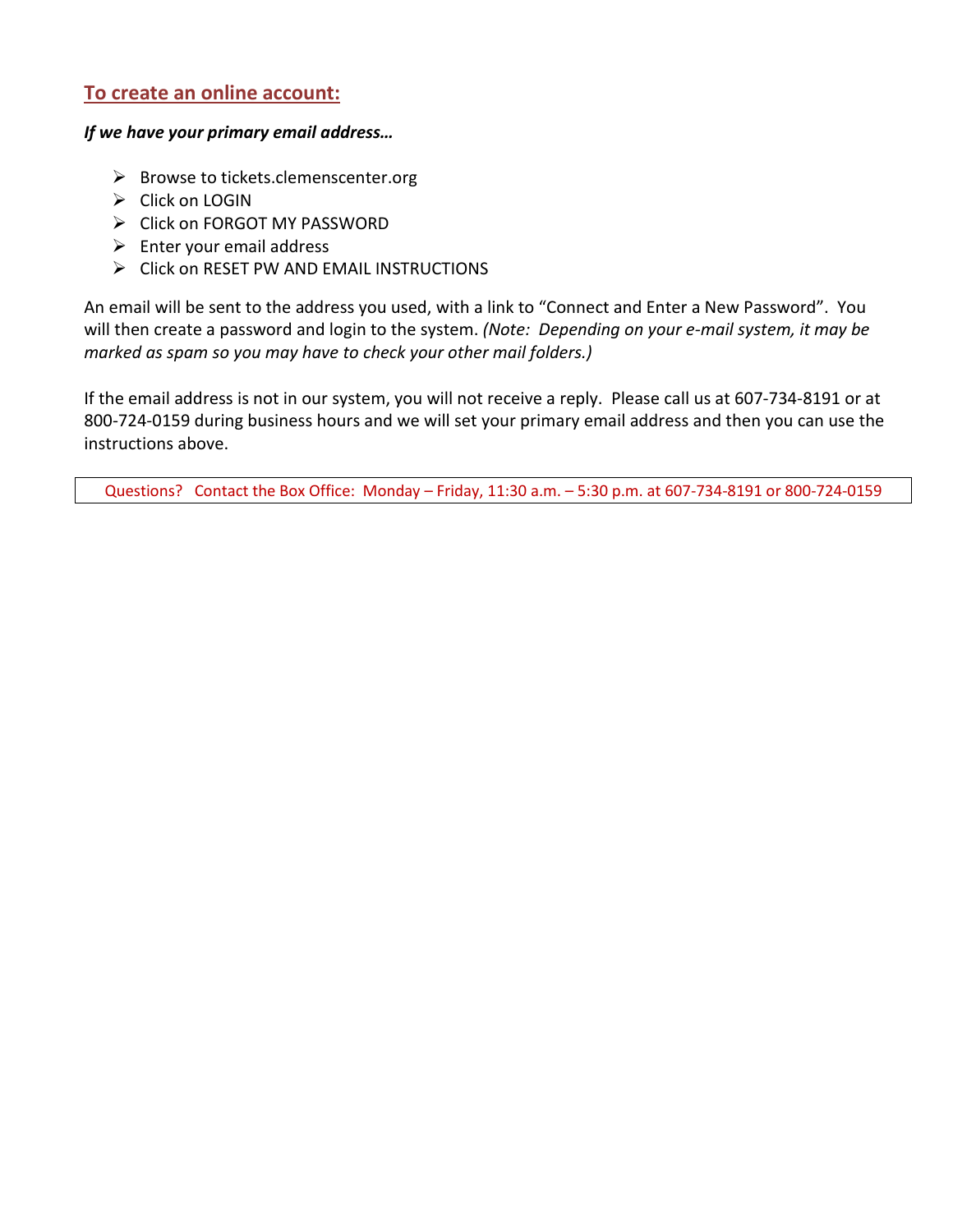## To create an online account:

***If we have your primary email address…***

- Browse to tickets.clemenscenter.org
- Click on LOGIN
- Click on FORGOT MY PASSWORD
- Enter your email address
- Click on RESET PW AND EMAIL INSTRUCTIONS

An email will be sent to the address you used, with a link to "Connect and Enter a New Password". You will then create a password and login to the system. *(Note: Depending on your e-mail system, it may be marked as spam so you may have to check your other mail folders.)*

If the email address is not in our system, you will not receive a reply. Please call us at 607-734-8191 or at 800-724-0159 during business hours and we will set your primary email address and then you can use the instructions above.

Questions? Contact the Box Office: Monday – Friday, 11:30 a.m. – 5:30 p.m. at 607-734-8191 or 800-724-0159